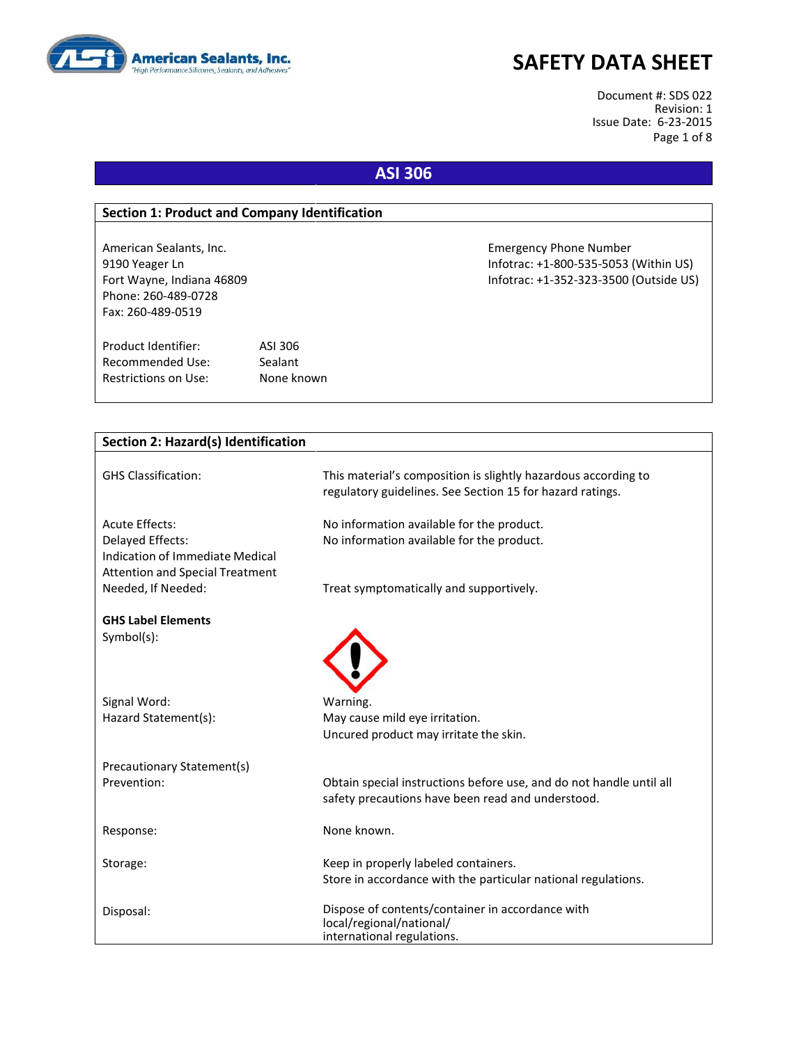# SAFETY DATA SHEET

Document #: SDS 022
Revision: 1
Issue Date: 6-23-2015

## ASI 306

### Section 1: Product and Company Identification

American Sealants, Inc.
9190 Yeager Ln
Fort Wayne, Indiana 46809
Phone: 260-489-0728
Fax: 260-489-0519

Emergency Phone Number
Infotrac: +1-800-535-5053 (Within US)
Infotrac: +1-352-323-3500 (Outside US)

| | |
|---|---|
| Product Identifier: | ASI 306 |
| Recommended Use: | Sealant |
| Restrictions on Use: | None known |

### Section 2: Hazard(s) Identification

| | |
|---|---|
| GHS Classification: | This material's composition is slightly hazardous according to regulatory guidelines. See Section 15 for hazard ratings. |
| Acute Effects: | No information available for the product. |
| Delayed Effects: | No information available for the product. |
| Indication of Immediate Medical Attention and Special Treatment Needed, If Needed: | Treat symptomatically and supportively. |

**GHS Label Elements**

| | |
|---|---|
| Symbol(s): | |
| Signal Word: | Warning. |
| Hazard Statement(s): | May cause mild eye irritation. Uncured product may irritate the skin. |

Precautionary Statement(s)

| | |
|---|---|
| Prevention: | Obtain special instructions before use, and do not handle until all safety precautions have been read and understood. |
| Response: | None known. |
| Storage: | Keep in properly labeled containers. Store in accordance with the particular national regulations. |
| Disposal: | Dispose of contents/container in accordance with local/regional/national/ international regulations. |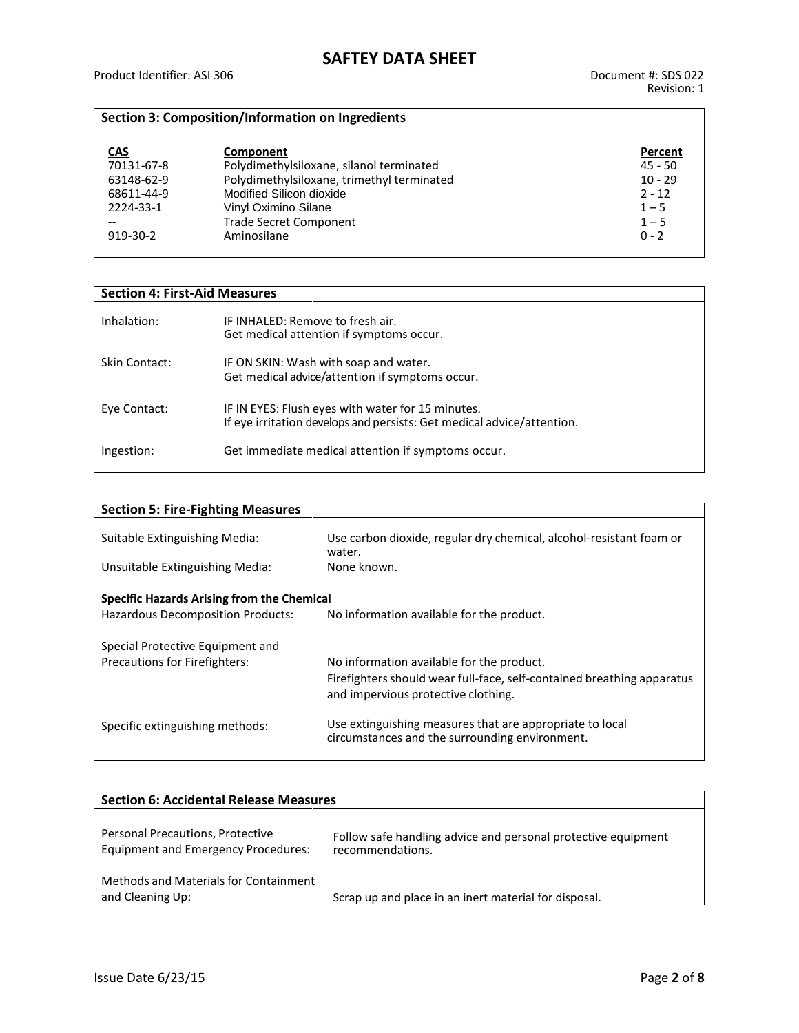## Section 3: Composition/Information on Ingredients

| CAS | Component | Percent |
|---|---|---|
| 70131-67-8 | Polydimethylsiloxane, silanol terminated | 45 - 50 |
| 63148-62-9 | Polydimethylsiloxane, trimethyl terminated | 10 - 29 |
| 68611-44-9 | Modified Silicon dioxide | 2 - 12 |
| 2224-33-1 | Vinyl Oximino Silane | 1 – 5 |
| -- | Trade Secret Component | 1 – 5 |
| 919-30-2 | Aminosilane | 0 - 2 |

## Section 4: First-Aid Measures

**Inhalation:** IF INHALED: Remove to fresh air.
Get medical attention if symptoms occur.

**Skin Contact:** IF ON SKIN: Wash with soap and water.
Get medical advice/attention if symptoms occur.

**Eye Contact:** IF IN EYES: Flush eyes with water for 15 minutes.
If eye irritation develops and persists: Get medical advice/attention.

**Ingestion:** Get immediate medical attention if symptoms occur.

## Section 5: Fire-Fighting Measures

**Suitable Extinguishing Media:** Use carbon dioxide, regular dry chemical, alcohol-resistant foam or water.

**Unsuitable Extinguishing Media:** None known.

**Specific Hazards Arising from the Chemical**

**Hazardous Decomposition Products:** No information available for the product.

**Special Protective Equipment and Precautions for Firefighters:** No information available for the product.
Firefighters should wear full-face, self-contained breathing apparatus and impervious protective clothing.

**Specific extinguishing methods:** Use extinguishing measures that are appropriate to local circumstances and the surrounding environment.

## Section 6: Accidental Release Measures

**Personal Precautions, Protective Equipment and Emergency Procedures:** Follow safe handling advice and personal protective equipment recommendations.

**Methods and Materials for Containment and Cleaning Up:** Scrap up and place in an inert material for disposal.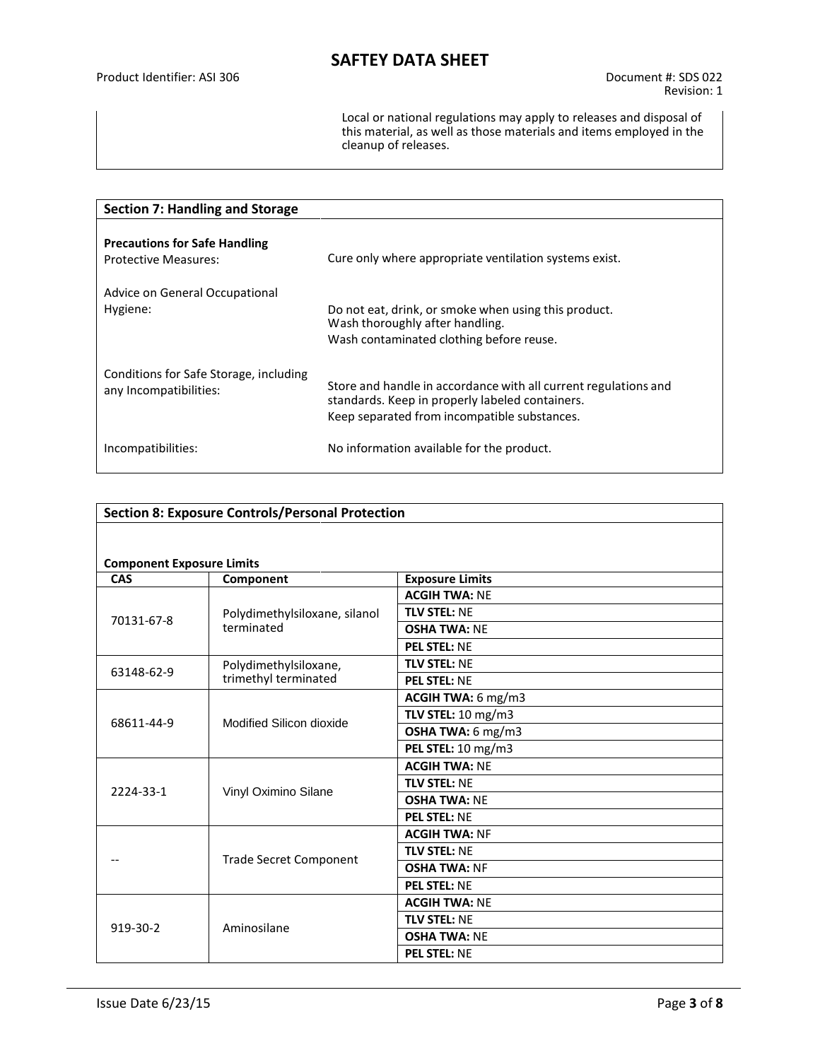Local or national regulations may apply to releases and disposal of this material, as well as those materials and items employed in the cleanup of releases.

## Section 7: Handling and Storage

**Precautions for Safe Handling**

| | |
|---|---|
| Protective Measures: | Cure only where appropriate ventilation systems exist. |
| Advice on General Occupational Hygiene: | Do not eat, drink, or smoke when using this product.<br>Wash thoroughly after handling.<br>Wash contaminated clothing before reuse. |
| Conditions for Safe Storage, including any Incompatibilities: | Store and handle in accordance with all current regulations and standards. Keep in properly labeled containers.<br>Keep separated from incompatible substances. |
| Incompatibilities: | No information available for the product. |

## Section 8: Exposure Controls/Personal Protection

**Component Exposure Limits**

| CAS | Component | Exposure Limits |
|---|---|---|
| 70131-67-8 | Polydimethylsiloxane, silanol terminated | **ACGIH TWA:** NE |
| | | **TLV STEL:** NE |
| | | **OSHA TWA:** NE |
| | | **PEL STEL:** NE |
| 63148-62-9 | Polydimethylsiloxane, trimethyl terminated | **TLV STEL:** NE |
| | | **PEL STEL:** NE |
| 68611-44-9 | Modified Silicon dioxide | **ACGIH TWA:** 6 mg/m3 |
| | | **TLV STEL:** 10 mg/m3 |
| | | **OSHA TWA:** 6 mg/m3 |
| | | **PEL STEL:** 10 mg/m3 |
| 2224-33-1 | Vinyl Oximino Silane | **ACGIH TWA:** NE |
| | | **TLV STEL:** NE |
| | | **OSHA TWA:** NE |
| | | **PEL STEL:** NE |
| -- | Trade Secret Component | **ACGIH TWA:** NF |
| | | **TLV STEL:** NE |
| | | **OSHA TWA:** NF |
| | | **PEL STEL:** NE |
| 919-30-2 | Aminosilane | **ACGIH TWA:** NE |
| | | **TLV STEL:** NE |
| | | **OSHA TWA:** NE |
| | | **PEL STEL:** NE |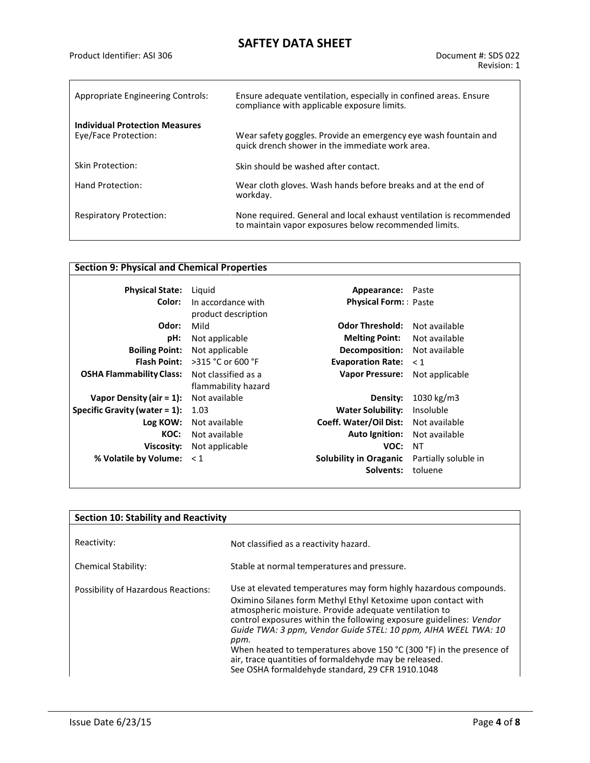| | |
|---|---|
| Appropriate Engineering Controls: | Ensure adequate ventilation, especially in confined areas. Ensure compliance with applicable exposure limits. |
| **Individual Protection Measures** | |
| Eye/Face Protection: | Wear safety goggles. Provide an emergency eye wash fountain and quick drench shower in the immediate work area. |
| Skin Protection: | Skin should be washed after contact. |
| Hand Protection: | Wear cloth gloves. Wash hands before breaks and at the end of workday. |
| Respiratory Protection: | None required. General and local exhaust ventilation is recommended to maintain vapor exposures below recommended limits. |

## Section 9: Physical and Chemical Properties

| | | | |
|---|---|---|---|
| **Physical State:** | Liquid | **Appearance:** | Paste |
| **Color:** | In accordance with product description | **Physical Form:** | : Paste |
| **Odor:** | Mild | **Odor Threshold:** | Not available |
| **pH:** | Not applicable | **Melting Point:** | Not available |
| **Boiling Point:** | Not applicable | **Decomposition:** | Not available |
| **Flash Point:** | >315 °C or 600 °F | **Evaporation Rate:** | < 1 |
| **OSHA Flammability Class:** | Not classified as a flammability hazard | **Vapor Pressure:** | Not applicable |
| **Vapor Density (air = 1):** | Not available | **Density:** | 1030 kg/m3 |
| **Specific Gravity (water = 1):** | 1.03 | **Water Solubility:** | Insoluble |
| **Log KOW:** | Not available | **Coeff. Water/Oil Dist:** | Not available |
| **KOC:** | Not available | **Auto Ignition:** | Not available |
| **Viscosity:** | Not applicable | **VOC:** | NT |
| **% Volatile by Volume:** | < 1 | **Solubility in Oraganic Solvents:** | Partially soluble in toluene |

## Section 10: Stability and Reactivity

| | |
|---|---|
| Reactivity: | Not classified as a reactivity hazard. |
| Chemical Stability: | Stable at normal temperatures and pressure. |
| Possibility of Hazardous Reactions: | Use at elevated temperatures may form highly hazardous compounds. Oximino Silanes form Methyl Ethyl Ketoxime upon contact with atmospheric moisture. Provide adequate ventilation to control exposures within the following exposure guidelines: *Vendor Guide TWA: 3 ppm, Vendor Guide STEL: 10 ppm, AIHA WEEL TWA: 10 ppm.* When heated to temperatures above 150 °C (300 °F) in the presence of air, trace quantities of formaldehyde may be released. See OSHA formaldehyde standard, 29 CFR 1910.1048 |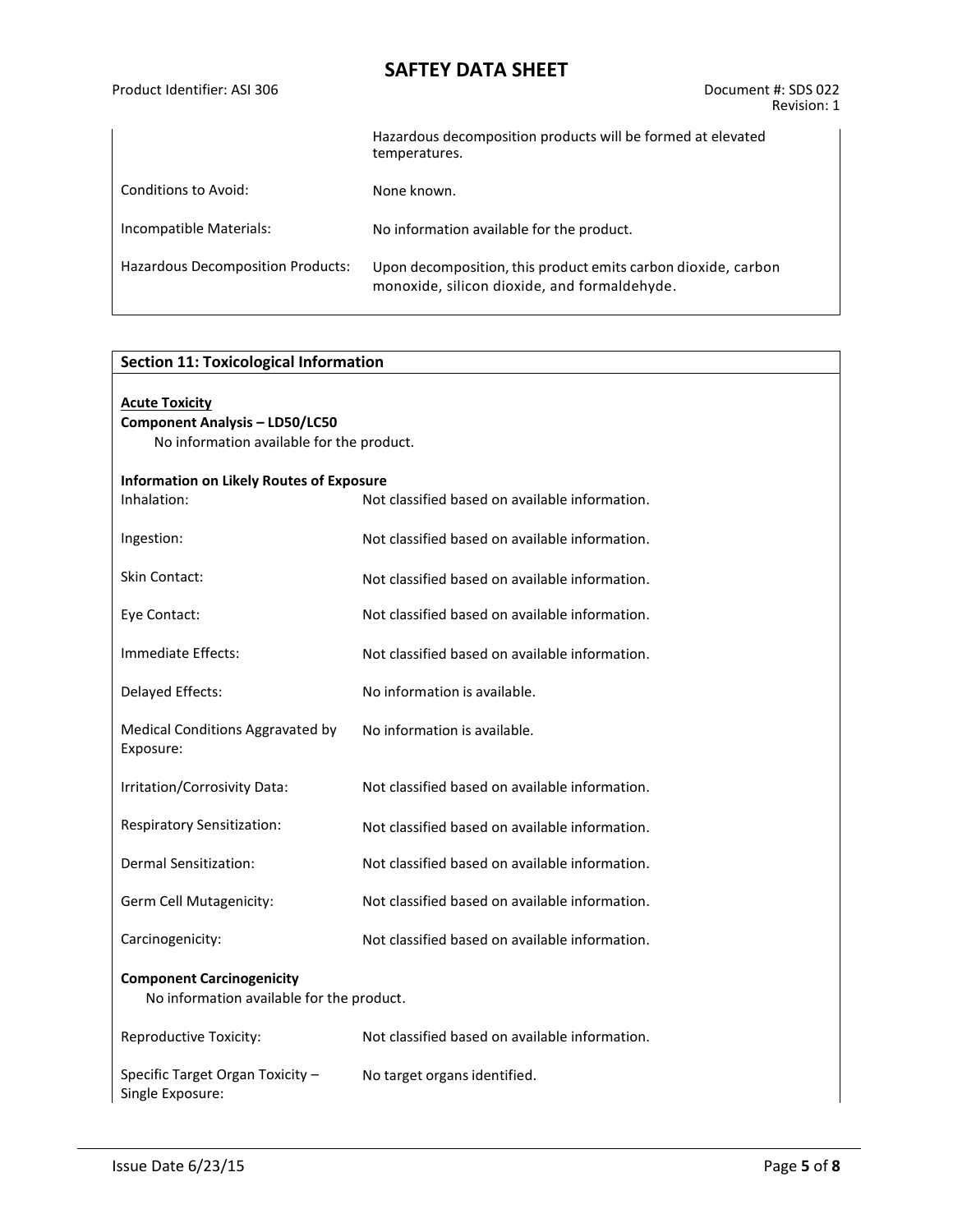| | |
|---|---|
| | Hazardous decomposition products will be formed at elevated temperatures. |
| Conditions to Avoid: | None known. |
| Incompatible Materials: | No information available for the product. |
| Hazardous Decomposition Products: | Upon decomposition, this product emits carbon dioxide, carbon monoxide, silicon dioxide, and formaldehyde. |

## Section 11: Toxicological Information

**Acute Toxicity**

**Component Analysis – LD50/LC50**

No information available for the product.

**Information on Likely Routes of Exposure**

| | |
|---|---|
| Inhalation: | Not classified based on available information. |
| Ingestion: | Not classified based on available information. |
| Skin Contact: | Not classified based on available information. |
| Eye Contact: | Not classified based on available information. |
| Immediate Effects: | Not classified based on available information. |
| Delayed Effects: | No information is available. |
| Medical Conditions Aggravated by Exposure: | No information is available. |
| Irritation/Corrosivity Data: | Not classified based on available information. |
| Respiratory Sensitization: | Not classified based on available information. |
| Dermal Sensitization: | Not classified based on available information. |
| Germ Cell Mutagenicity: | Not classified based on available information. |
| Carcinogenicity: | Not classified based on available information. |

**Component Carcinogenicity**

No information available for the product.

| | |
|---|---|
| Reproductive Toxicity: | Not classified based on available information. |
| Specific Target Organ Toxicity – Single Exposure: | No target organs identified. |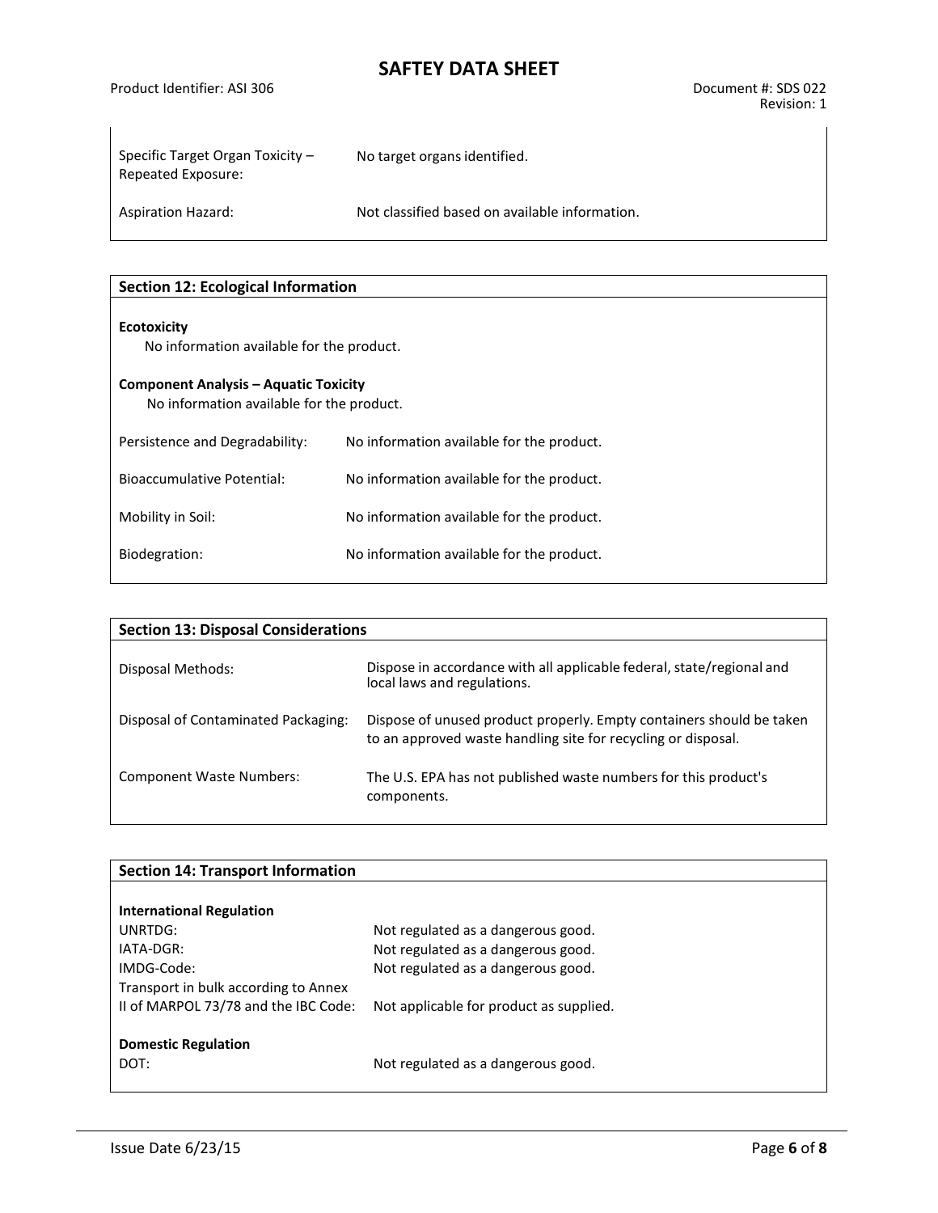| | |
|---|---|
| Specific Target Organ Toxicity – Repeated Exposure: | No target organs identified. |
| Aspiration Hazard: | Not classified based on available information. |

## Section 12: Ecological Information

**Ecotoxicity**

No information available for the product.

**Component Analysis – Aquatic Toxicity**

No information available for the product.

| | |
|---|---|
| Persistence and Degradability: | No information available for the product. |
| Bioaccumulative Potential: | No information available for the product. |
| Mobility in Soil: | No information available for the product. |
| Biodegration: | No information available for the product. |

## Section 13: Disposal Considerations

| | |
|---|---|
| Disposal Methods: | Dispose in accordance with all applicable federal, state/regional and local laws and regulations. |
| Disposal of Contaminated Packaging: | Dispose of unused product properly. Empty containers should be taken to an approved waste handling site for recycling or disposal. |
| Component Waste Numbers: | The U.S. EPA has not published waste numbers for this product's components. |

## Section 14: Transport Information

**International Regulation**

| | |
|---|---|
| UNRTDG: | Not regulated as a dangerous good. |
| IATA-DGR: | Not regulated as a dangerous good. |
| IMDG-Code: | Not regulated as a dangerous good. |
| Transport in bulk according to Annex II of MARPOL 73/78 and the IBC Code: | Not applicable for product as supplied. |

**Domestic Regulation**

| | |
|---|---|
| DOT: | Not regulated as a dangerous good. |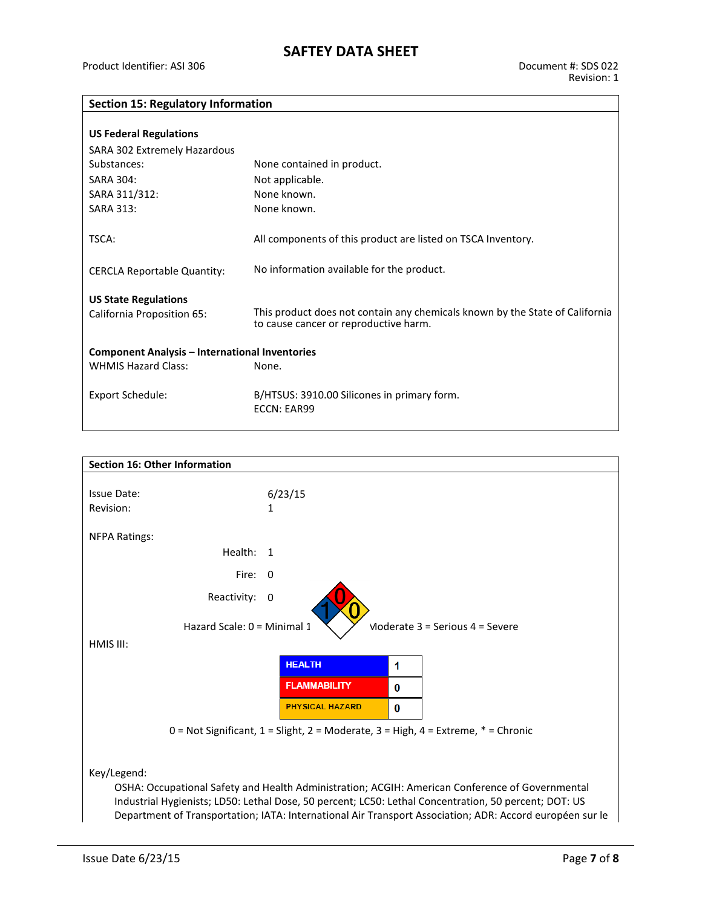## Section 15: Regulatory Information

**US Federal Regulations**

| | |
|---|---|
| SARA 302 Extremely Hazardous Substances: | None contained in product. |
| SARA 304: | Not applicable. |
| SARA 311/312: | None known. |
| SARA 313: | None known. |
| TSCA: | All components of this product are listed on TSCA Inventory. |
| CERCLA Reportable Quantity: | No information available for the product. |

**US State Regulations**

| | |
|---|---|
| California Proposition 65: | This product does not contain any chemicals known by the State of California to cause cancer or reproductive harm. |

**Component Analysis – International Inventories**

| | |
|---|---|
| WHMIS Hazard Class: | None. |
| Export Schedule: | B/HTSUS: 3910.00 Silicones in primary form.<br>ECCN: EAR99 |

## Section 16: Other Information

| | |
|---|---|
| Issue Date: | 6/23/15 |
| Revision: | 1 |

NFPA Ratings:

Health: 1

Fire: 0

Reactivity: 0

Hazard Scale: 0 = Minimal 1 = Slight 2 = Moderate 3 = Serious 4 = Severe

HMIS III:

| | |
|---|---|
| HEALTH | 1 |
| FLAMMABILITY | 0 |
| PHYSICAL HAZARD | 0 |

0 = Not Significant, 1 = Slight, 2 = Moderate, 3 = High, 4 = Extreme, * = Chronic

Key/Legend:

OSHA: Occupational Safety and Health Administration; ACGIH: American Conference of Governmental Industrial Hygienists; LD50: Lethal Dose, 50 percent; LC50: Lethal Concentration, 50 percent; DOT: US Department of Transportation; IATA: International Air Transport Association; ADR: Accord européen sur le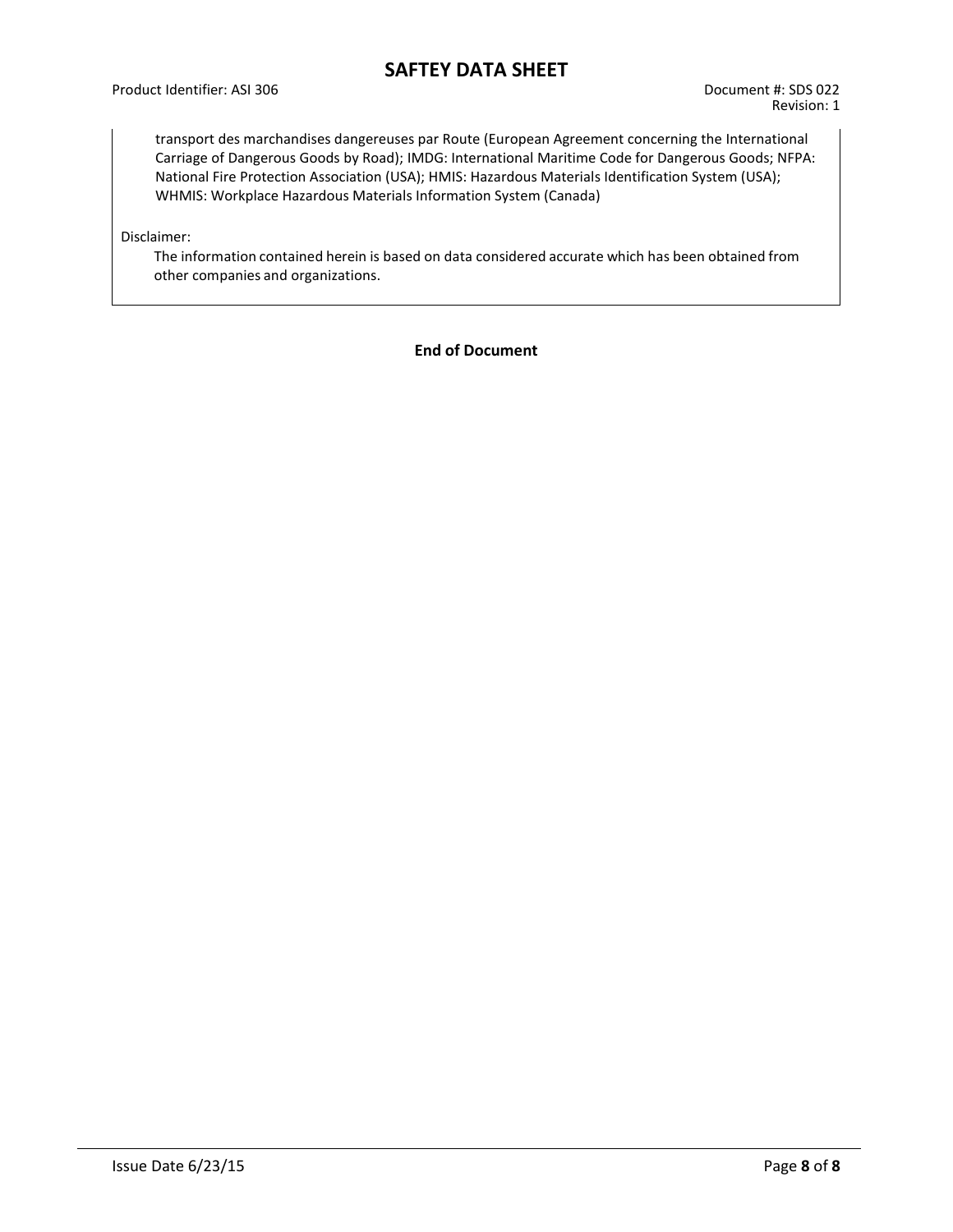transport des marchandises dangereuses par Route (European Agreement concerning the International Carriage of Dangerous Goods by Road); IMDG: International Maritime Code for Dangerous Goods; NFPA: National Fire Protection Association (USA); HMIS: Hazardous Materials Identification System (USA); WHMIS: Workplace Hazardous Materials Information System (Canada)

Disclaimer:

The information contained herein is based on data considered accurate which has been obtained from other companies and organizations.

**End of Document**